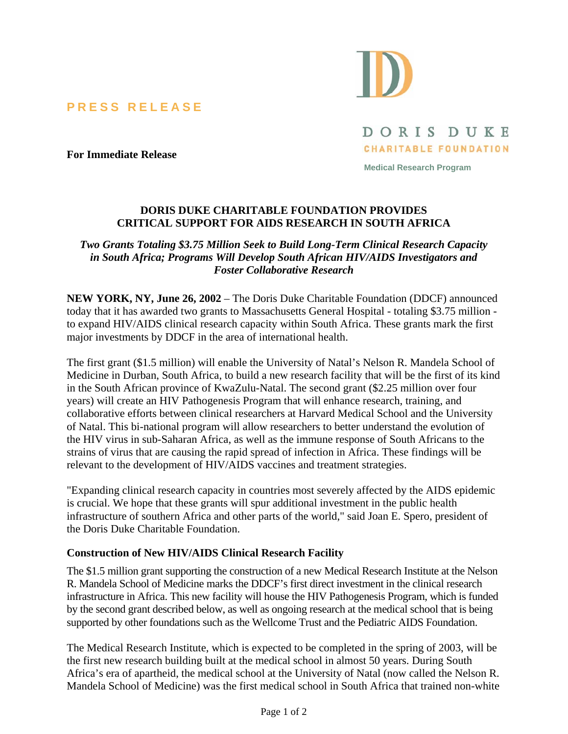**PRESS RELEASE**

DORIS DUKE
CHARITABLE FOUNDATION
Medical Research Program

**For Immediate Release**

## DORIS DUKE CHARITABLE FOUNDATION PROVIDES CRITICAL SUPPORT FOR AIDS RESEARCH IN SOUTH AFRICA

***Two Grants Totaling $3.75 Million Seek to Build Long-Term Clinical Research Capacity in South Africa; Programs Will Develop South African HIV/AIDS Investigators and Foster Collaborative Research***

**NEW YORK, NY, June 26, 2002** – The Doris Duke Charitable Foundation (DDCF) announced today that it has awarded two grants to Massachusetts General Hospital - totaling $3.75 million - to expand HIV/AIDS clinical research capacity within South Africa. These grants mark the first major investments by DDCF in the area of international health.

The first grant ($1.5 million) will enable the University of Natal's Nelson R. Mandela School of Medicine in Durban, South Africa, to build a new research facility that will be the first of its kind in the South African province of KwaZulu-Natal. The second grant ($2.25 million over four years) will create an HIV Pathogenesis Program that will enhance research, training, and collaborative efforts between clinical researchers at Harvard Medical School and the University of Natal. This bi-national program will allow researchers to better understand the evolution of the HIV virus in sub-Saharan Africa, as well as the immune response of South Africans to the strains of virus that are causing the rapid spread of infection in Africa. These findings will be relevant to the development of HIV/AIDS vaccines and treatment strategies.

"Expanding clinical research capacity in countries most severely affected by the AIDS epidemic is crucial. We hope that these grants will spur additional investment in the public health infrastructure of southern Africa and other parts of the world," said Joan E. Spero, president of the Doris Duke Charitable Foundation.

### Construction of New HIV/AIDS Clinical Research Facility

The $1.5 million grant supporting the construction of a new Medical Research Institute at the Nelson R. Mandela School of Medicine marks the DDCF's first direct investment in the clinical research infrastructure in Africa. This new facility will house the HIV Pathogenesis Program, which is funded by the second grant described below, as well as ongoing research at the medical school that is being supported by other foundations such as the Wellcome Trust and the Pediatric AIDS Foundation.

The Medical Research Institute, which is expected to be completed in the spring of 2003, will be the first new research building built at the medical school in almost 50 years. During South Africa's era of apartheid, the medical school at the University of Natal (now called the Nelson R. Mandela School of Medicine) was the first medical school in South Africa that trained non-white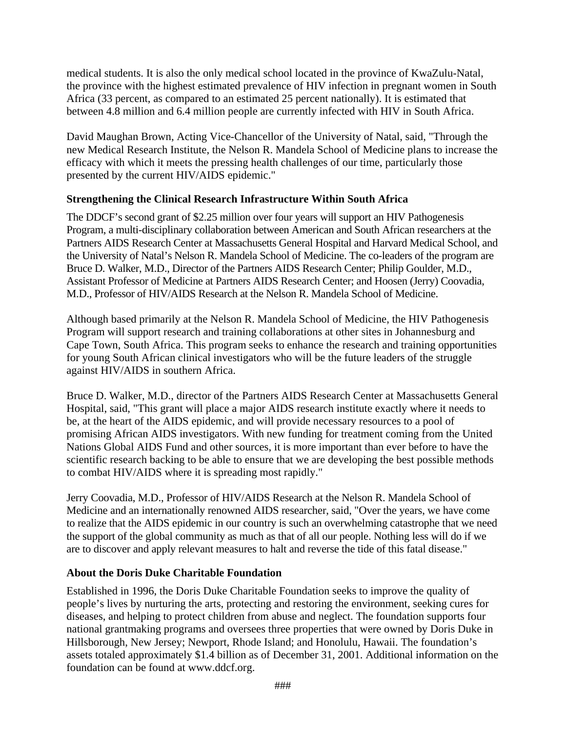medical students. It is also the only medical school located in the province of KwaZulu-Natal, the province with the highest estimated prevalence of HIV infection in pregnant women in South Africa (33 percent, as compared to an estimated 25 percent nationally). It is estimated that between 4.8 million and 6.4 million people are currently infected with HIV in South Africa.

David Maughan Brown, Acting Vice-Chancellor of the University of Natal, said, "Through the new Medical Research Institute, the Nelson R. Mandela School of Medicine plans to increase the efficacy with which it meets the pressing health challenges of our time, particularly those presented by the current HIV/AIDS epidemic."

**Strengthening the Clinical Research Infrastructure Within South Africa**

The DDCF's second grant of $2.25 million over four years will support an HIV Pathogenesis Program, a multi-disciplinary collaboration between American and South African researchers at the Partners AIDS Research Center at Massachusetts General Hospital and Harvard Medical School, and the University of Natal's Nelson R. Mandela School of Medicine. The co-leaders of the program are Bruce D. Walker, M.D., Director of the Partners AIDS Research Center; Philip Goulder, M.D., Assistant Professor of Medicine at Partners AIDS Research Center; and Hoosen (Jerry) Coovadia, M.D., Professor of HIV/AIDS Research at the Nelson R. Mandela School of Medicine.

Although based primarily at the Nelson R. Mandela School of Medicine, the HIV Pathogenesis Program will support research and training collaborations at other sites in Johannesburg and Cape Town, South Africa. This program seeks to enhance the research and training opportunities for young South African clinical investigators who will be the future leaders of the struggle against HIV/AIDS in southern Africa.

Bruce D. Walker, M.D., director of the Partners AIDS Research Center at Massachusetts General Hospital, said, "This grant will place a major AIDS research institute exactly where it needs to be, at the heart of the AIDS epidemic, and will provide necessary resources to a pool of promising African AIDS investigators. With new funding for treatment coming from the United Nations Global AIDS Fund and other sources, it is more important than ever before to have the scientific research backing to be able to ensure that we are developing the best possible methods to combat HIV/AIDS where it is spreading most rapidly."

Jerry Coovadia, M.D., Professor of HIV/AIDS Research at the Nelson R. Mandela School of Medicine and an internationally renowned AIDS researcher, said, "Over the years, we have come to realize that the AIDS epidemic in our country is such an overwhelming catastrophe that we need the support of the global community as much as that of all our people. Nothing less will do if we are to discover and apply relevant measures to halt and reverse the tide of this fatal disease."

**About the Doris Duke Charitable Foundation**

Established in 1996, the Doris Duke Charitable Foundation seeks to improve the quality of people's lives by nurturing the arts, protecting and restoring the environment, seeking cures for diseases, and helping to protect children from abuse and neglect. The foundation supports four national grantmaking programs and oversees three properties that were owned by Doris Duke in Hillsborough, New Jersey; Newport, Rhode Island; and Honolulu, Hawaii. The foundation's assets totaled approximately $1.4 billion as of December 31, 2001. Additional information on the foundation can be found at www.ddcf.org.

###